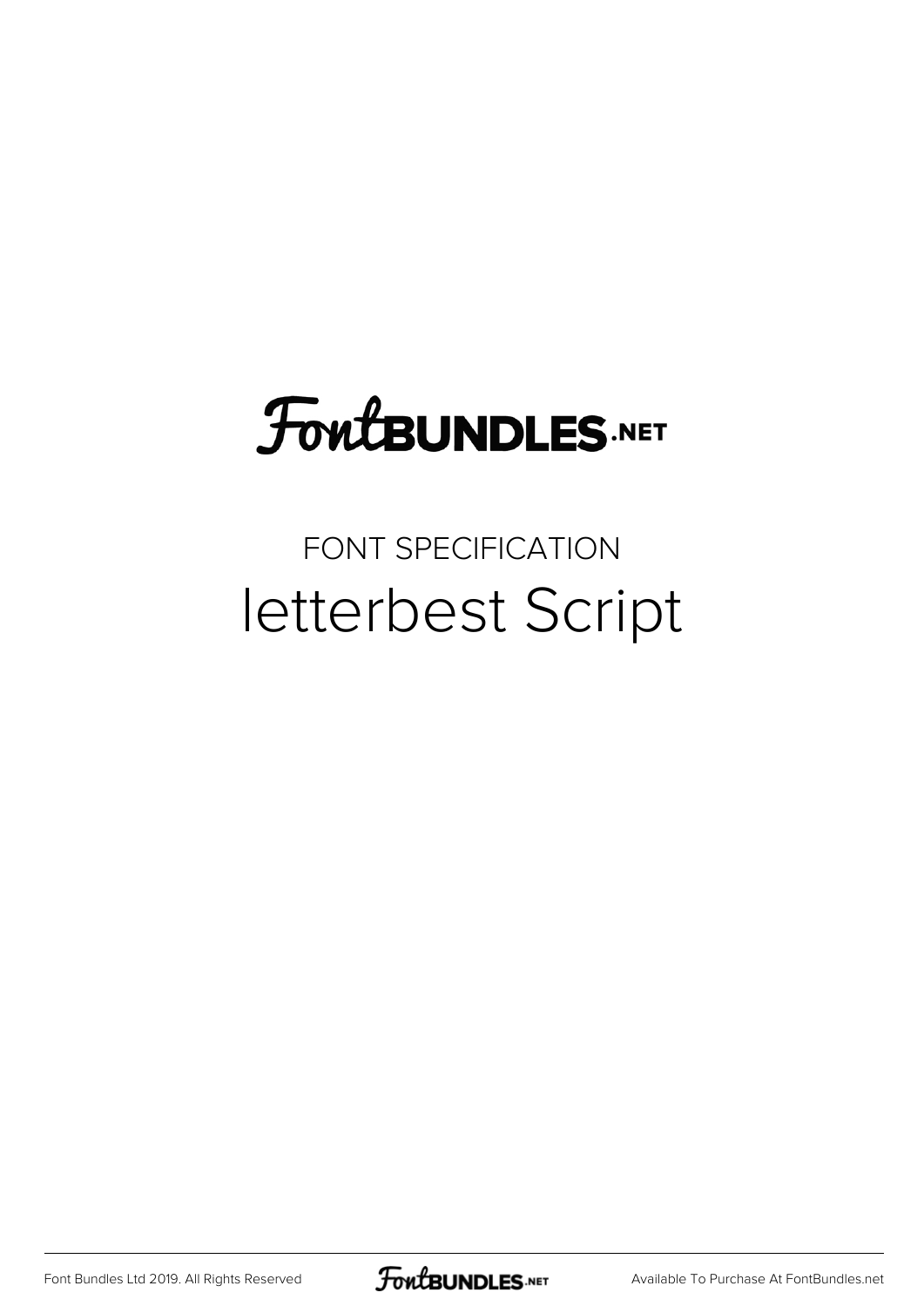# FontBUNDLES.NET

FONT SPECIFICATION

## letterbest Script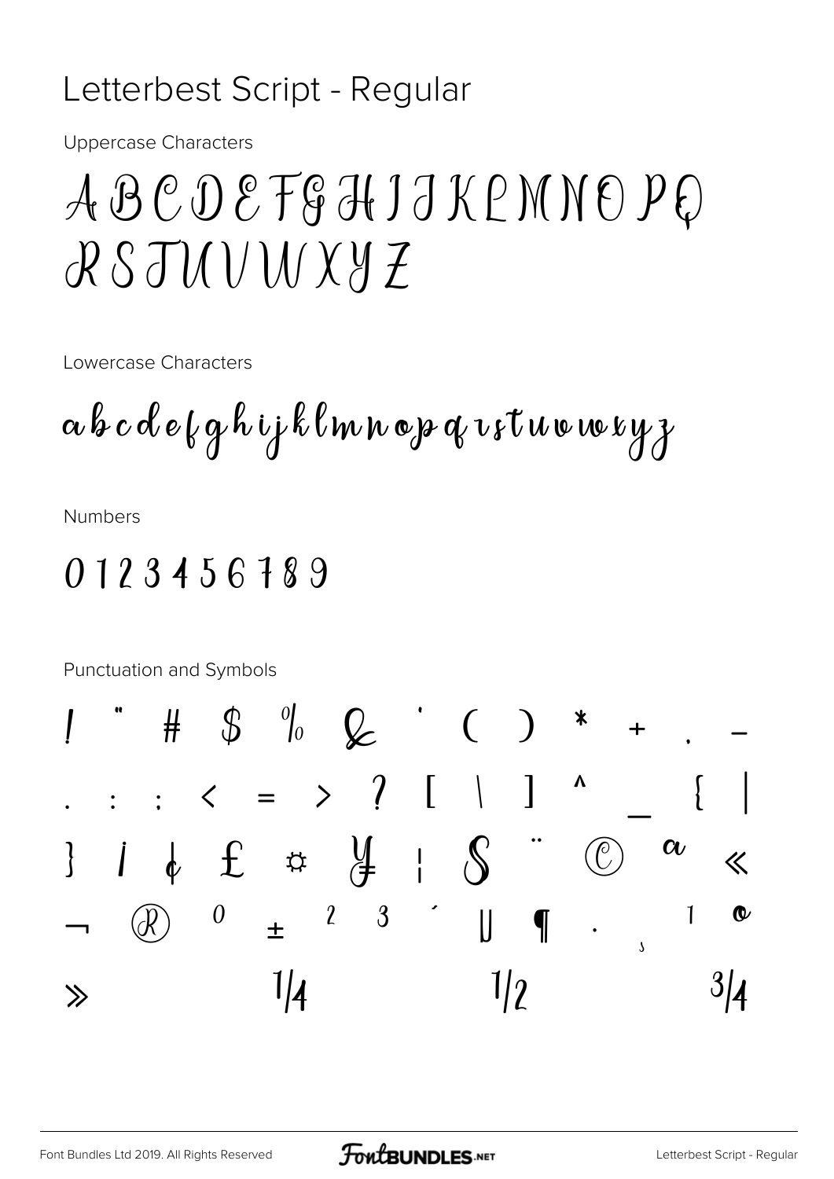# Letterbest Script - Regular

Uppercase Characters

A B C D E F G H I J K L M N O P Q
R S T U V W X Y Z

Lowercase Characters

a b c d e f g h i j k l m n o p q r s t u v w x y z

Numbers

0 1 2 3 4 5 6 7 8 9

Punctuation and Symbols

! " # $ % & ' ( ) * + , -
. / : ; < = > ? [ \ ] ^ _ { |
} ¡ ¢ £ ¤ ¥ ¦ § ¨ © ª «
¬ ® ° ± ² ³ ´ µ ¶ · ¸ ¹ º
» ¼ ½ ¾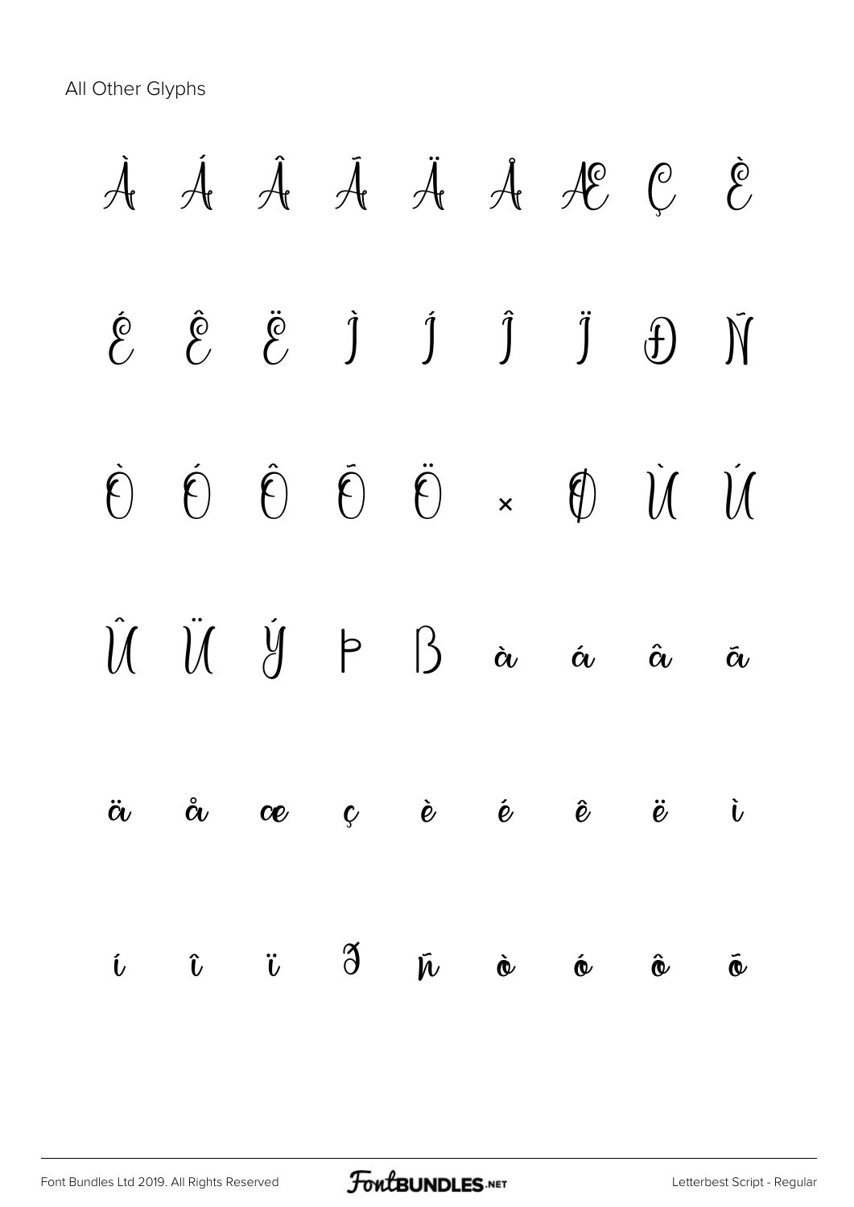All Other Glyphs

À Á Â Ã Ä Å Æ Ç È

É Ê Ë Ì Í Î Ï Ð Ñ

Ò Ó Ô Õ Ö × Ø Ù Ú

Û Ü Ý Þ ß à á â ã

ä å æ ç è é ê ë ì

í î ï ð ñ ò ó ô õ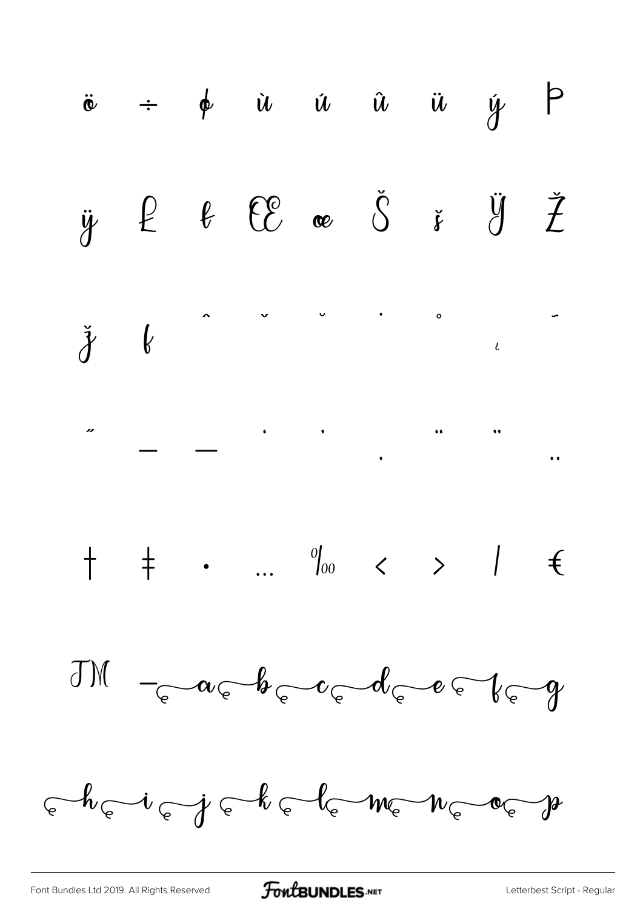ö ÷ ø ù ú û ü ý Þ

ÿ Ŀ ŀ Œ œ Š š Ÿ Ž

ž ƒ ˆ ˇ ˘ ˙ ˚ ˛ ˜

˝ – — ' ' ‚ " " „

† ‡ • … ‰ ‹ › ⁄ €

™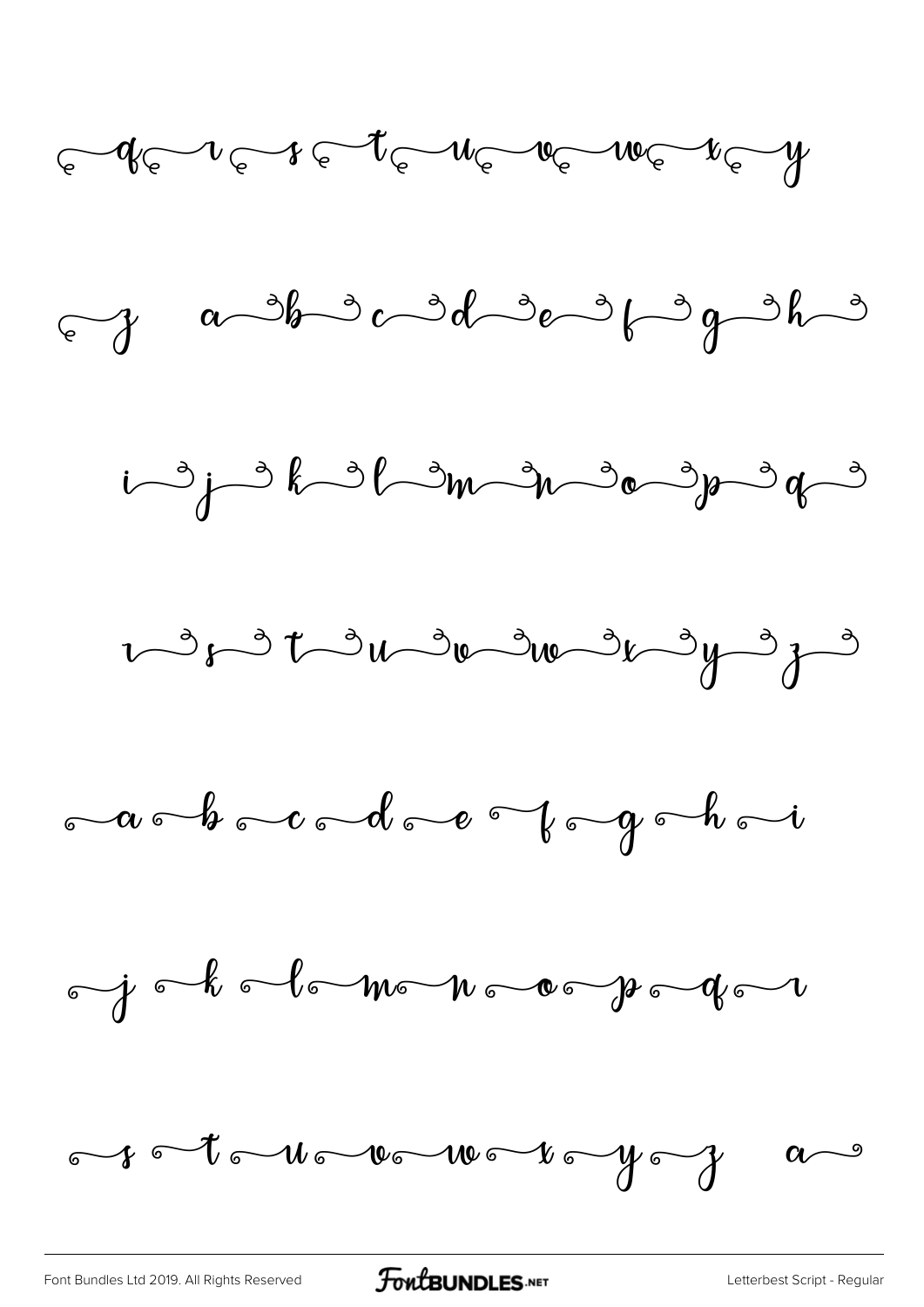q r s t u v w x y

z a b c d e f g h

i j k l m n o p q

r s t u v w x y z

a b c d e f g h i

j k l m n o p q r

s t u v w x y z a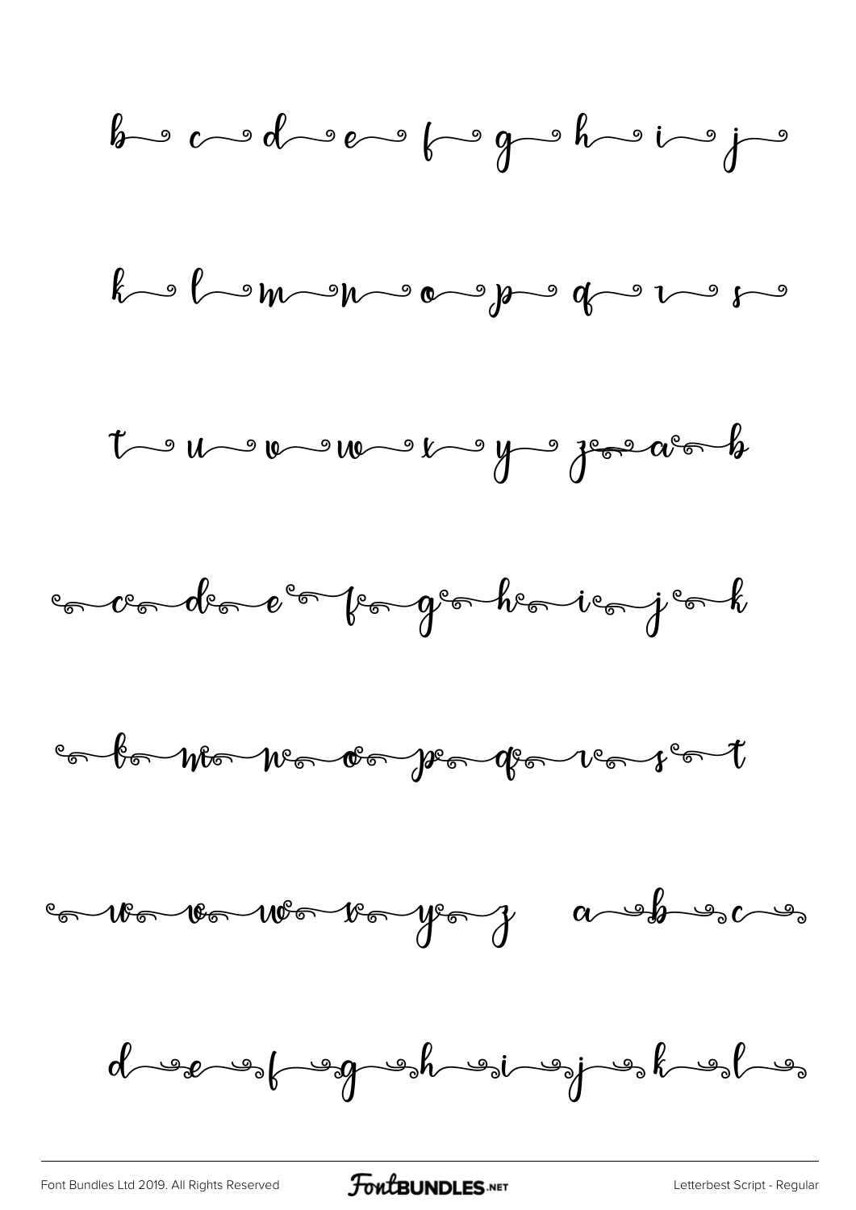b c d e f g h i j

k l m n o p q r s

t u v w x y z a b

c d e f g h i j k

l m n o p q r s t

u v w x y z a b c

d e f g h i j k l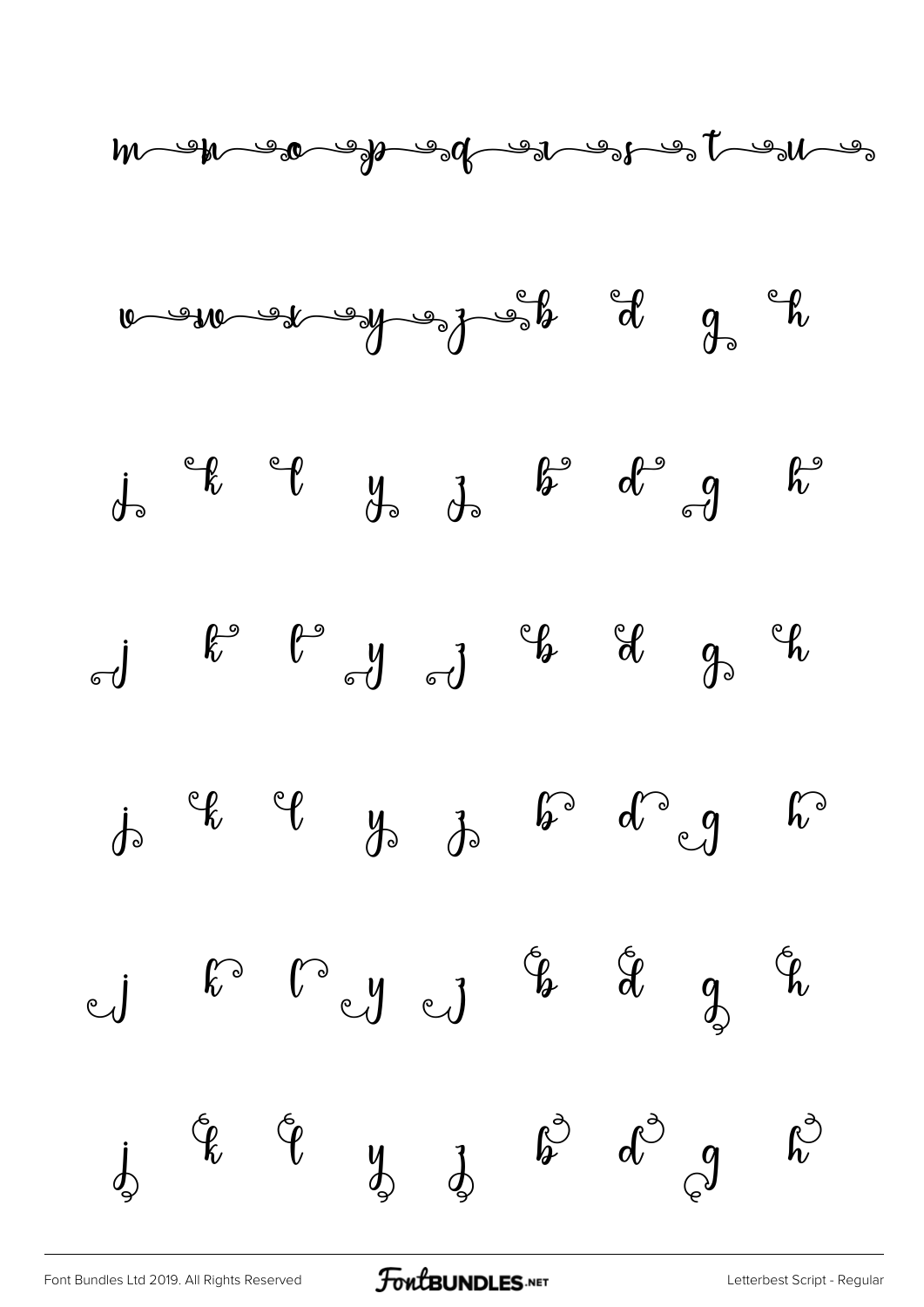m n o p q r s t u

v w x y z b d g h

j k l y z b d g h

j k l y j b d g h

j k l y z b d g h

j k l y j b d g h

j k l y z b d g h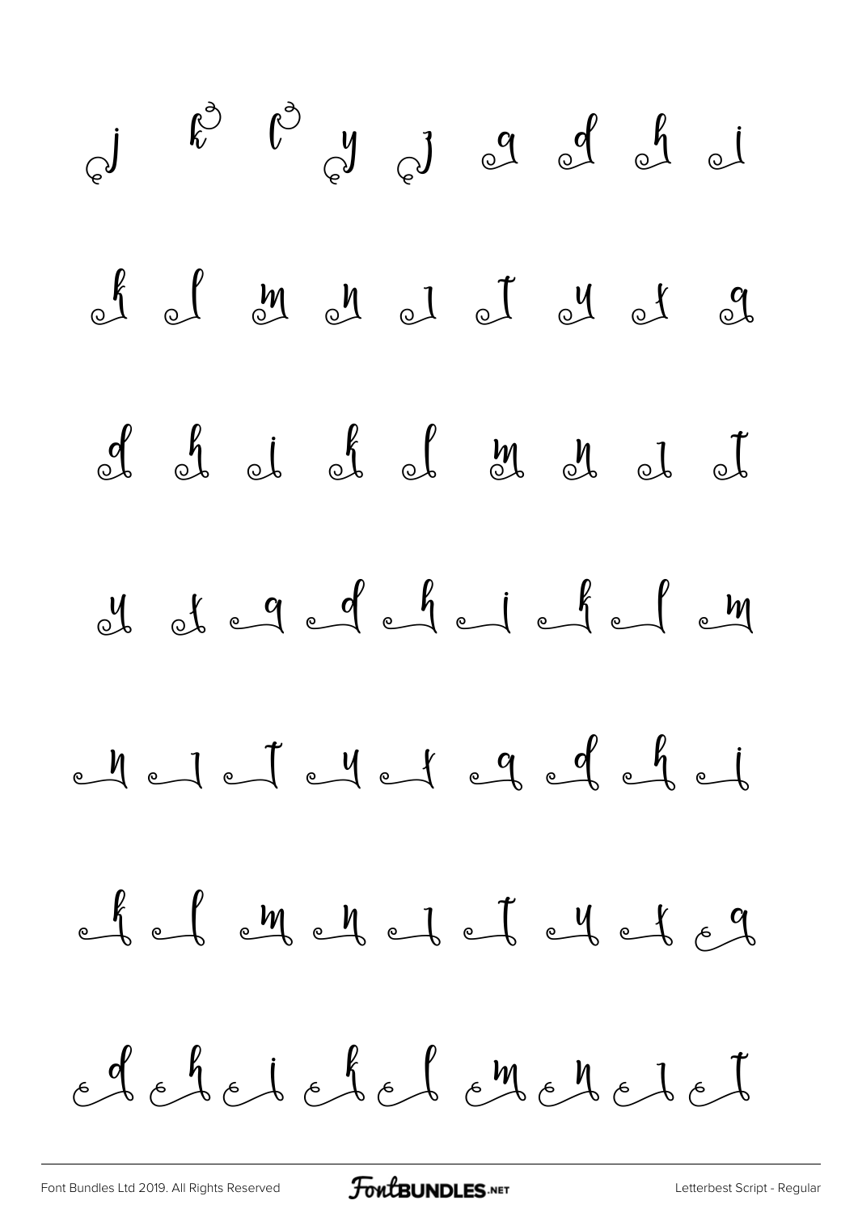j k l y j a d h i

k l m n ı t y ı a

d h i k l m n ı t

y ı a d h i k l m

n ı t y ı a d h i

k l m n ı t y ı a

d h i k l m n ı t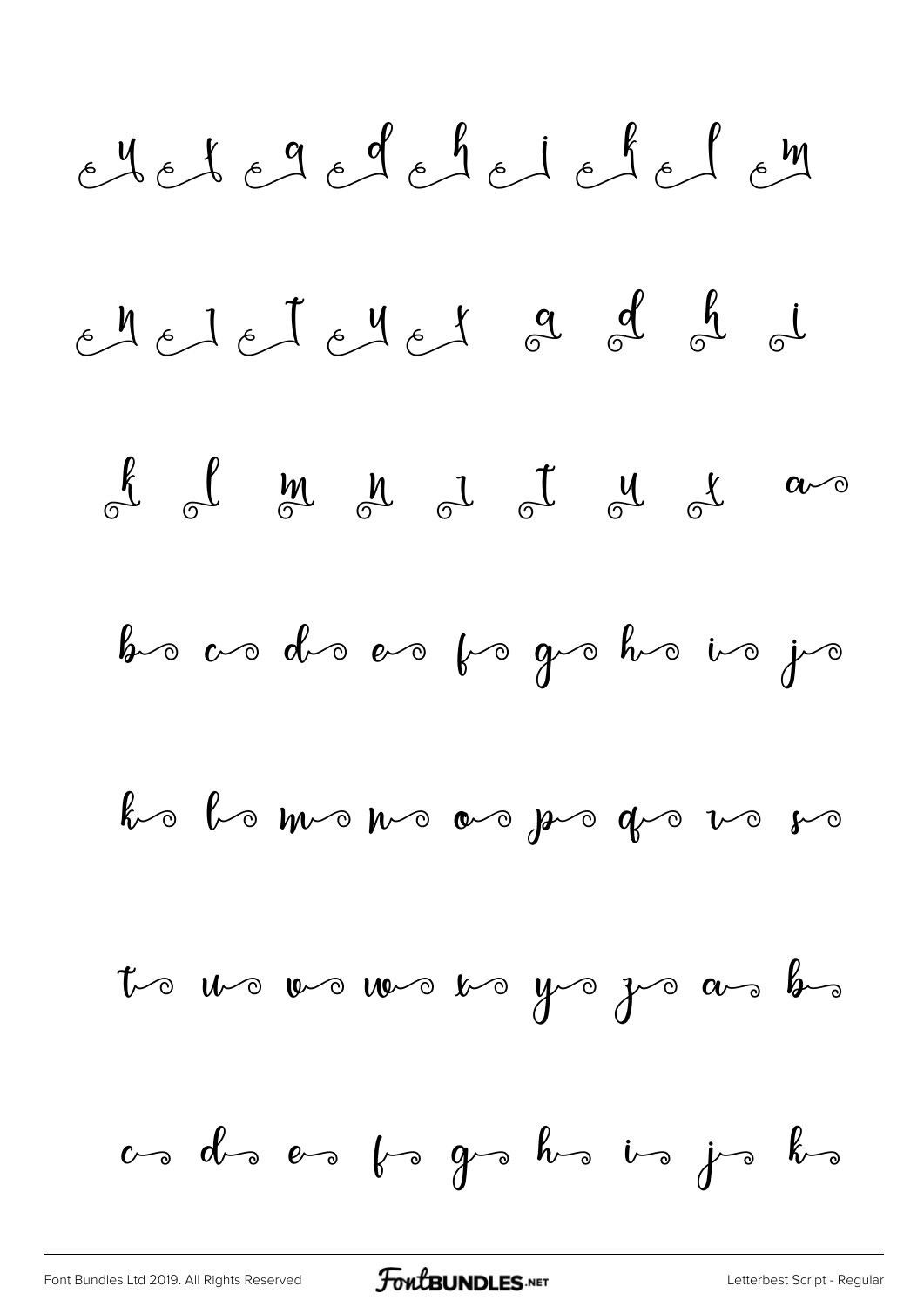ey et eq ed eh ei ek el em

en er et ey ex a d h i

k l m n r t u x a

b c d e f g h i j

k l m n o p q r s

t u v w x y z a b

c d e f g h i j k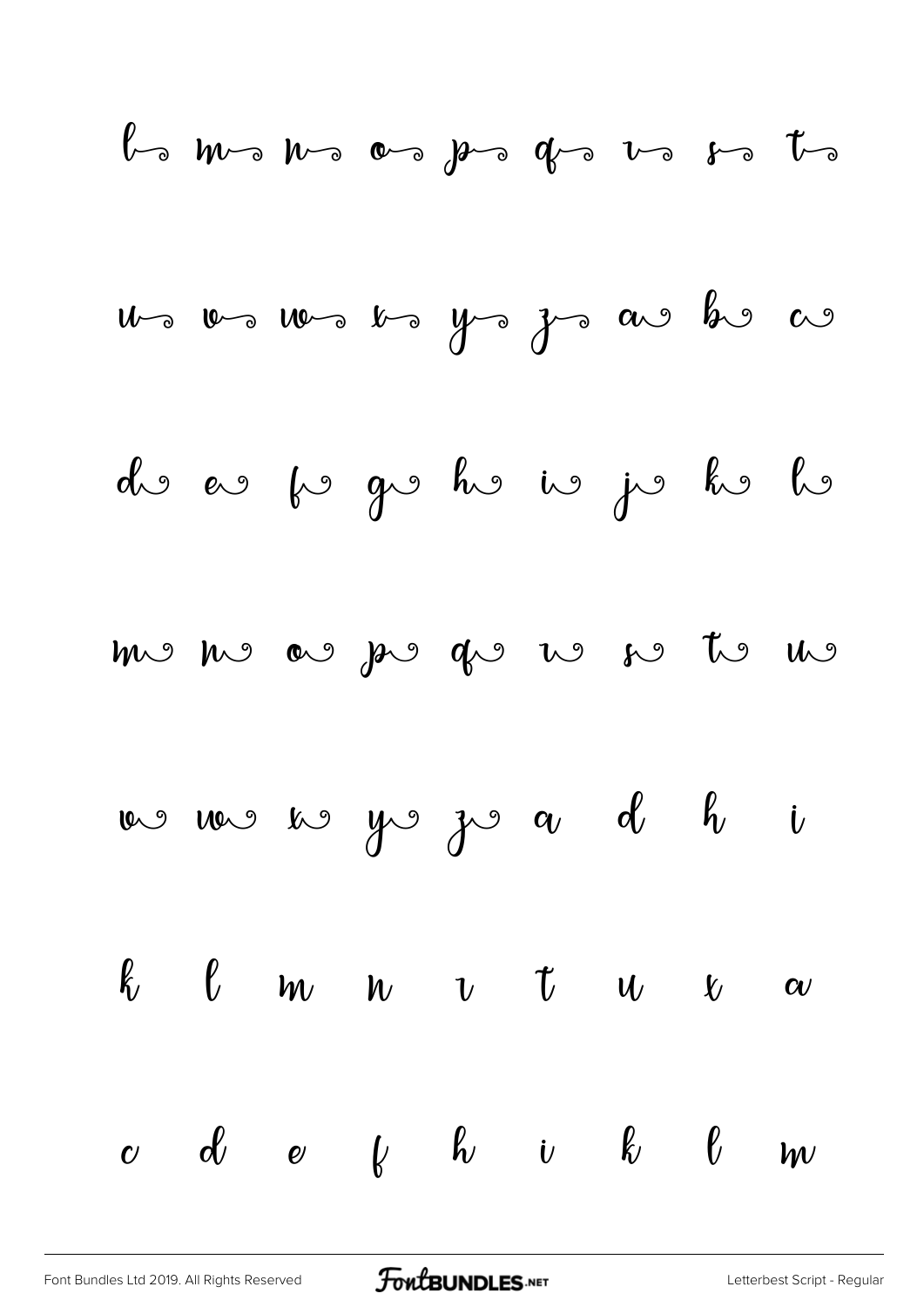l m n o p q r s t

u v w x y z a b c

d e f g h i j k l

m n o p q r s t u

v w x y z a d h i

k l m n r t u x a

c d e f h i k l m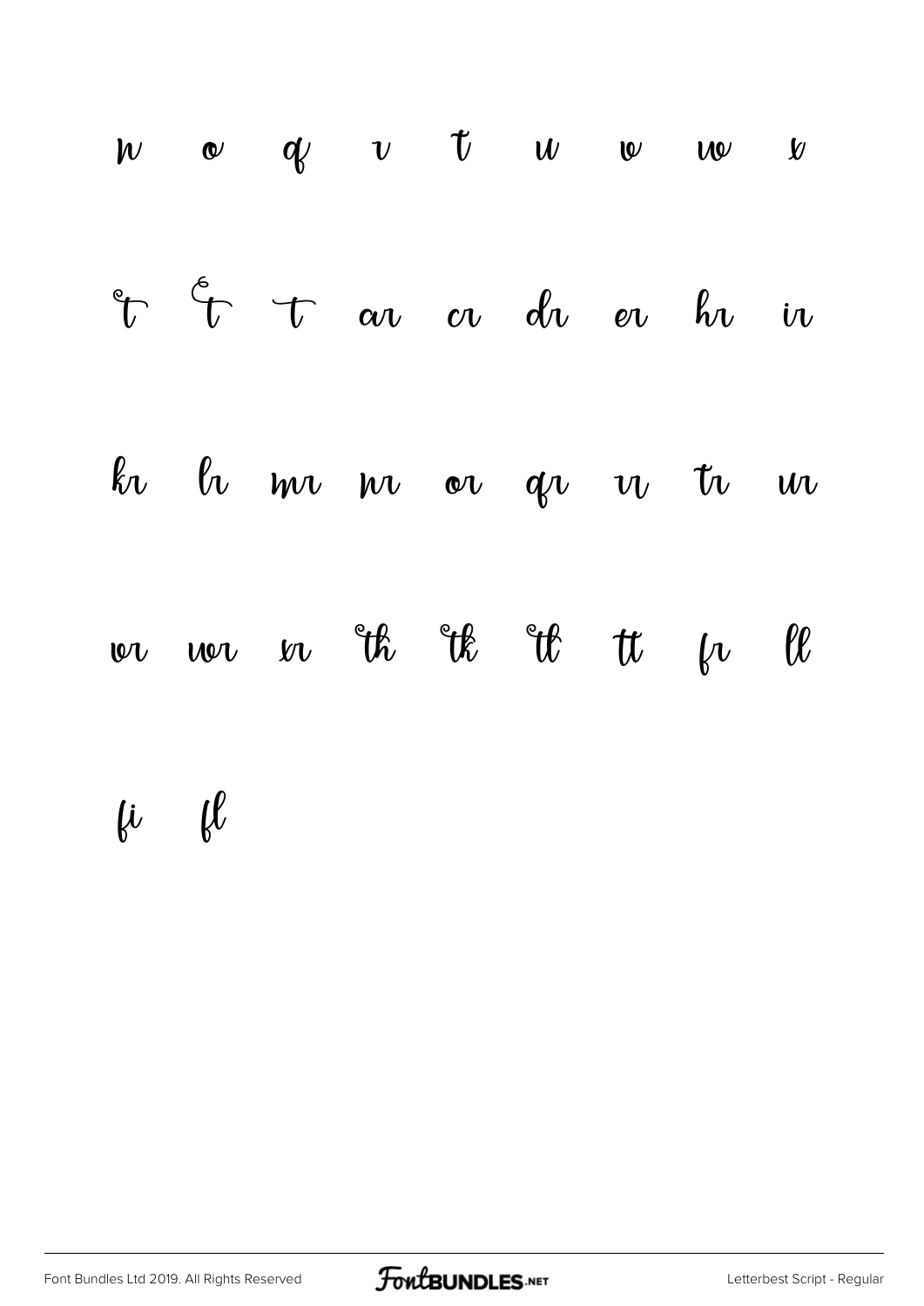n o q v t u w w x

t t t ar cr dr er hr ir

kr lr mr nr or qr vr tr ur

wr wr xr th tk tl tt fr ll

fi fl